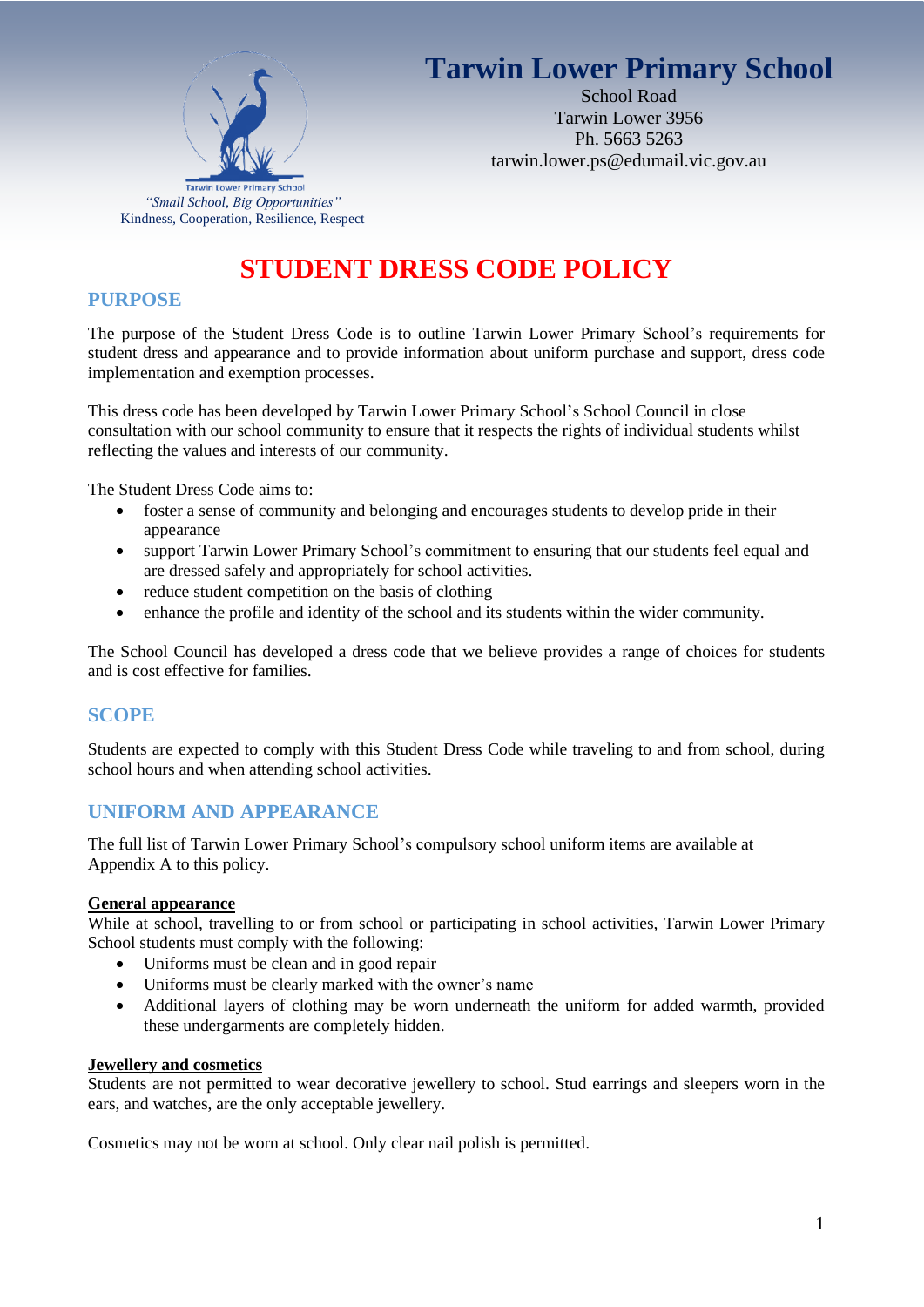Tarwin Lower Primary School

*"Small School, Big Opportunities"*
Kindness, Cooperation, Resilience, Respect

# Tarwin Lower Primary School

School Road
Tarwin Lower 3956
Ph. 5663 5263
tarwin.lower.ps@edumail.vic.gov.au

# STUDENT DRESS CODE POLICY

## PURPOSE

The purpose of the Student Dress Code is to outline Tarwin Lower Primary School's requirements for student dress and appearance and to provide information about uniform purchase and support, dress code implementation and exemption processes.

This dress code has been developed by Tarwin Lower Primary School's School Council in close consultation with our school community to ensure that it respects the rights of individual students whilst reflecting the values and interests of our community.

The Student Dress Code aims to:

- foster a sense of community and belonging and encourages students to develop pride in their appearance
- support Tarwin Lower Primary School's commitment to ensuring that our students feel equal and are dressed safely and appropriately for school activities.
- reduce student competition on the basis of clothing
- enhance the profile and identity of the school and its students within the wider community.

The School Council has developed a dress code that we believe provides a range of choices for students and is cost effective for families.

## SCOPE

Students are expected to comply with this Student Dress Code while traveling to and from school, during school hours and when attending school activities.

## UNIFORM AND APPEARANCE

The full list of Tarwin Lower Primary School's compulsory school uniform items are available at Appendix A to this policy.

### General appearance

While at school, travelling to or from school or participating in school activities, Tarwin Lower Primary School students must comply with the following:

- Uniforms must be clean and in good repair
- Uniforms must be clearly marked with the owner's name
- Additional layers of clothing may be worn underneath the uniform for added warmth, provided these undergarments are completely hidden.

### Jewellery and cosmetics

Students are not permitted to wear decorative jewellery to school. Stud earrings and sleepers worn in the ears, and watches, are the only acceptable jewellery.

Cosmetics may not be worn at school. Only clear nail polish is permitted.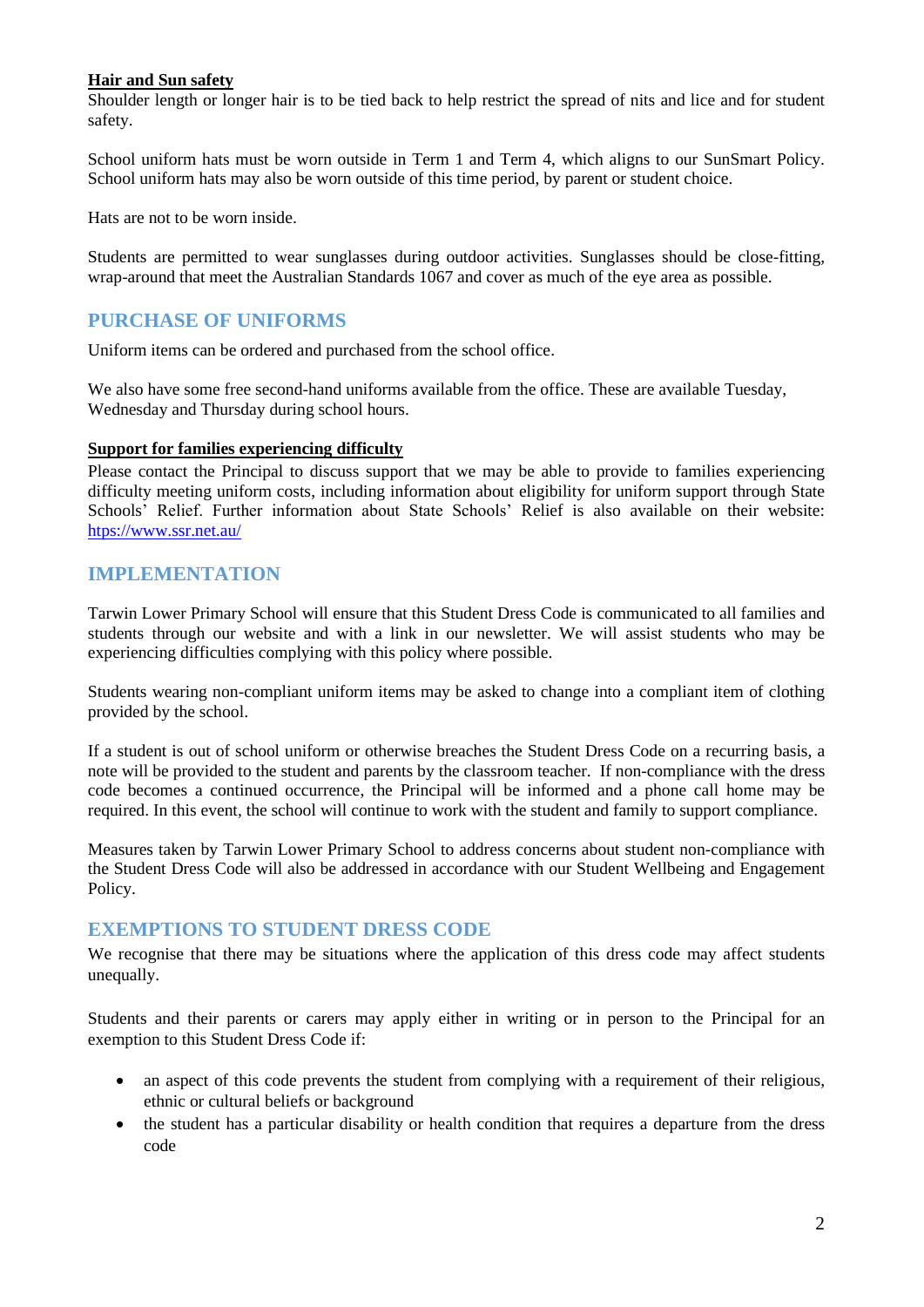**Hair and Sun safety**

Shoulder length or longer hair is to be tied back to help restrict the spread of nits and lice and for student safety.

School uniform hats must be worn outside in Term 1 and Term 4, which aligns to our SunSmart Policy. School uniform hats may also be worn outside of this time period, by parent or student choice.

Hats are not to be worn inside.

Students are permitted to wear sunglasses during outdoor activities. Sunglasses should be close-fitting, wrap-around that meet the Australian Standards 1067 and cover as much of the eye area as possible.

## PURCHASE OF UNIFORMS

Uniform items can be ordered and purchased from the school office.

We also have some free second-hand uniforms available from the office. These are available Tuesday, Wednesday and Thursday during school hours.

**Support for families experiencing difficulty**

Please contact the Principal to discuss support that we may be able to provide to families experiencing difficulty meeting uniform costs, including information about eligibility for uniform support through State Schools' Relief. Further information about State Schools' Relief is also available on their website: [https://www.ssr.net.au/](https://www.ssr.net.au/)

## IMPLEMENTATION

Tarwin Lower Primary School will ensure that this Student Dress Code is communicated to all families and students through our website and with a link in our newsletter. We will assist students who may be experiencing difficulties complying with this policy where possible.

Students wearing non-compliant uniform items may be asked to change into a compliant item of clothing provided by the school.

If a student is out of school uniform or otherwise breaches the Student Dress Code on a recurring basis, a note will be provided to the student and parents by the classroom teacher. If non-compliance with the dress code becomes a continued occurrence, the Principal will be informed and a phone call home may be required. In this event, the school will continue to work with the student and family to support compliance.

Measures taken by Tarwin Lower Primary School to address concerns about student non-compliance with the Student Dress Code will also be addressed in accordance with our Student Wellbeing and Engagement Policy.

## EXEMPTIONS TO STUDENT DRESS CODE

We recognise that there may be situations where the application of this dress code may affect students unequally.

Students and their parents or carers may apply either in writing or in person to the Principal for an exemption to this Student Dress Code if:

- an aspect of this code prevents the student from complying with a requirement of their religious, ethnic or cultural beliefs or background
- the student has a particular disability or health condition that requires a departure from the dress code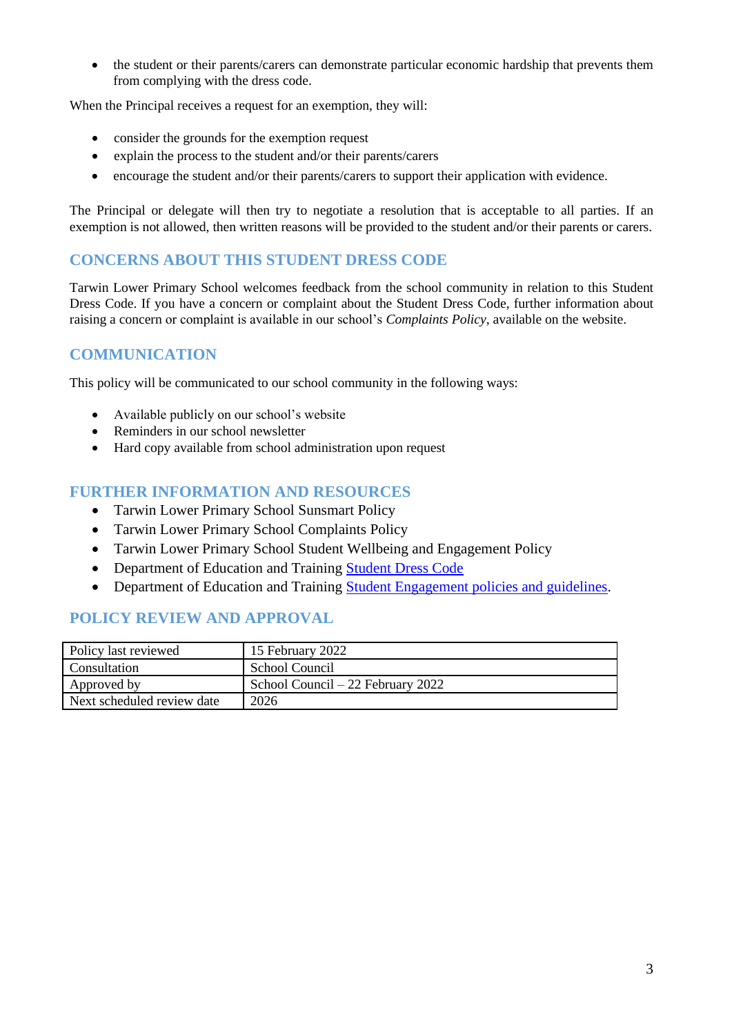- the student or their parents/carers can demonstrate particular economic hardship that prevents them from complying with the dress code.

When the Principal receives a request for an exemption, they will:

- consider the grounds for the exemption request
- explain the process to the student and/or their parents/carers
- encourage the student and/or their parents/carers to support their application with evidence.

The Principal or delegate will then try to negotiate a resolution that is acceptable to all parties. If an exemption is not allowed, then written reasons will be provided to the student and/or their parents or carers.

## CONCERNS ABOUT THIS STUDENT DRESS CODE

Tarwin Lower Primary School welcomes feedback from the school community in relation to this Student Dress Code. If you have a concern or complaint about the Student Dress Code, further information about raising a concern or complaint is available in our school's *Complaints Policy*, available on the website.

## COMMUNICATION

This policy will be communicated to our school community in the following ways:

- Available publicly on our school's website
- Reminders in our school newsletter
- Hard copy available from school administration upon request

## FURTHER INFORMATION AND RESOURCES

- Tarwin Lower Primary School Sunsmart Policy
- Tarwin Lower Primary School Complaints Policy
- Tarwin Lower Primary School Student Wellbeing and Engagement Policy
- Department of Education and Training Student Dress Code
- Department of Education and Training Student Engagement policies and guidelines.

## POLICY REVIEW AND APPROVAL

| Policy last reviewed | 15 February 2022 |
|---|---|
| Consultation | School Council |
| Approved by | School Council – 22 February 2022 |
| Next scheduled review date | 2026 |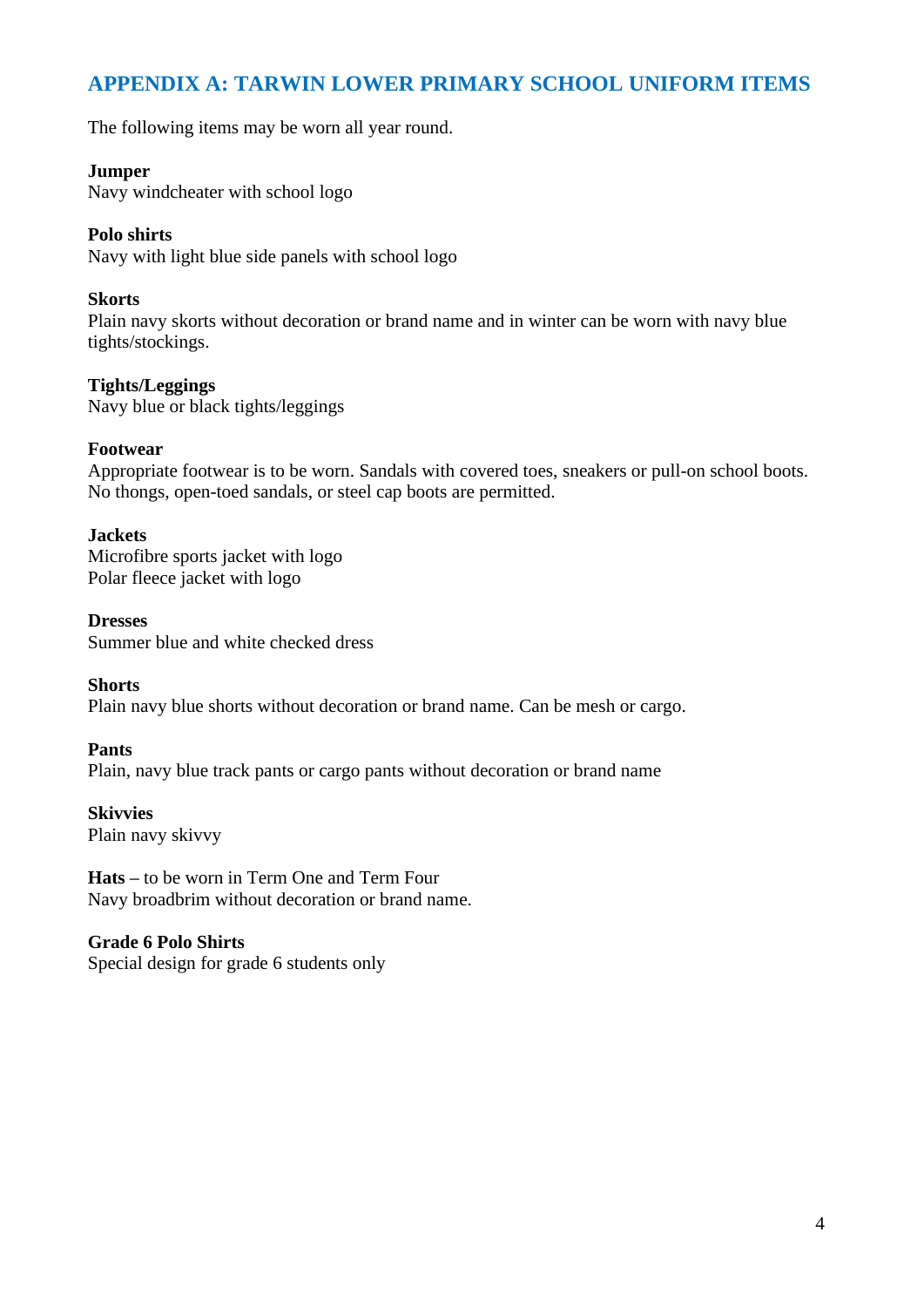## APPENDIX A: TARWIN LOWER PRIMARY SCHOOL UNIFORM ITEMS

The following items may be worn all year round.

**Jumper**
Navy windcheater with school logo

**Polo shirts**
Navy with light blue side panels with school logo

**Skorts**
Plain navy skorts without decoration or brand name and in winter can be worn with navy blue tights/stockings.

**Tights/Leggings**
Navy blue or black tights/leggings

**Footwear**
Appropriate footwear is to be worn. Sandals with covered toes, sneakers or pull-on school boots. No thongs, open-toed sandals, or steel cap boots are permitted.

**Jackets**
Microfibre sports jacket with logo
Polar fleece jacket with logo

**Dresses**
Summer blue and white checked dress

**Shorts**
Plain navy blue shorts without decoration or brand name. Can be mesh or cargo.

**Pants**
Plain, navy blue track pants or cargo pants without decoration or brand name

**Skivvies**
Plain navy skivvy

**Hats** – to be worn in Term One and Term Four
Navy broadbrim without decoration or brand name.

**Grade 6 Polo Shirts**
Special design for grade 6 students only